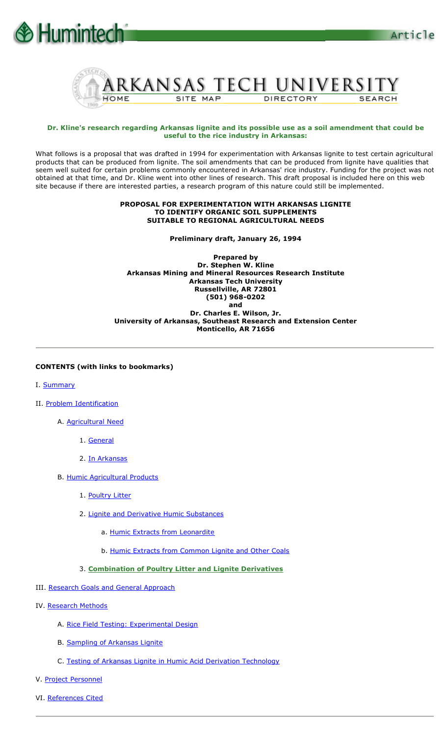**Dr. Kline's research regarding Arkansas lignite and its possible use as a soil amendment that could be useful to the rice industry in Arkansas:**

What follows is a proposal that was drafted in 1994 for experimentation with Arkansas lignite to test certain agricultural products that can be produced from lignite. The soil amendments that can be produced from lignite have qualities that seem well suited for certain problems commonly encountered in Arkansas' rice industry. Funding for the project was not obtained at that time, and Dr. Kline went into other lines of research. This draft proposal is included here on this web site because if there are interested parties, a research program of this nature could still be implemented.

**PROPOSAL FOR EXPERIMENTATION WITH ARKANSAS LIGNITE TO IDENTIFY ORGANIC SOIL SUPPLEMENTS SUITABLE TO REGIONAL AGRICULTURAL NEEDS**

**Preliminary draft, January 26, 1994**

**Prepared by**
**Dr. Stephen W. Kline**
**Arkansas Mining and Mineral Resources Research Institute**
**Arkansas Tech University**
**Russellville, AR 72801**
**(501) 968-0202**
**and**
**Dr. Charles E. Wilson, Jr.**
**University of Arkansas, Southeast Research and Extension Center**
**Monticello, AR 71656**

---

**CONTENTS (with links to bookmarks)**

I. Summary

II. Problem Identification

- A. Agricultural Need
  - 1. General
  - 2. In Arkansas
- B. Humic Agricultural Products
  - 1. Poultry Litter
  - 2. Lignite and Derivative Humic Substances
    - a. Humic Extracts from Leonardite
    - b. Humic Extracts from Common Lignite and Other Coals
  - 3. **Combination of Poultry Litter and Lignite Derivatives**

III. Research Goals and General Approach

IV. Research Methods

- A. Rice Field Testing: Experimental Design
- B. Sampling of Arkansas Lignite
- C. Testing of Arkansas Lignite in Humic Acid Derivation Technology

V. Project Personnel

VI. References Cited

---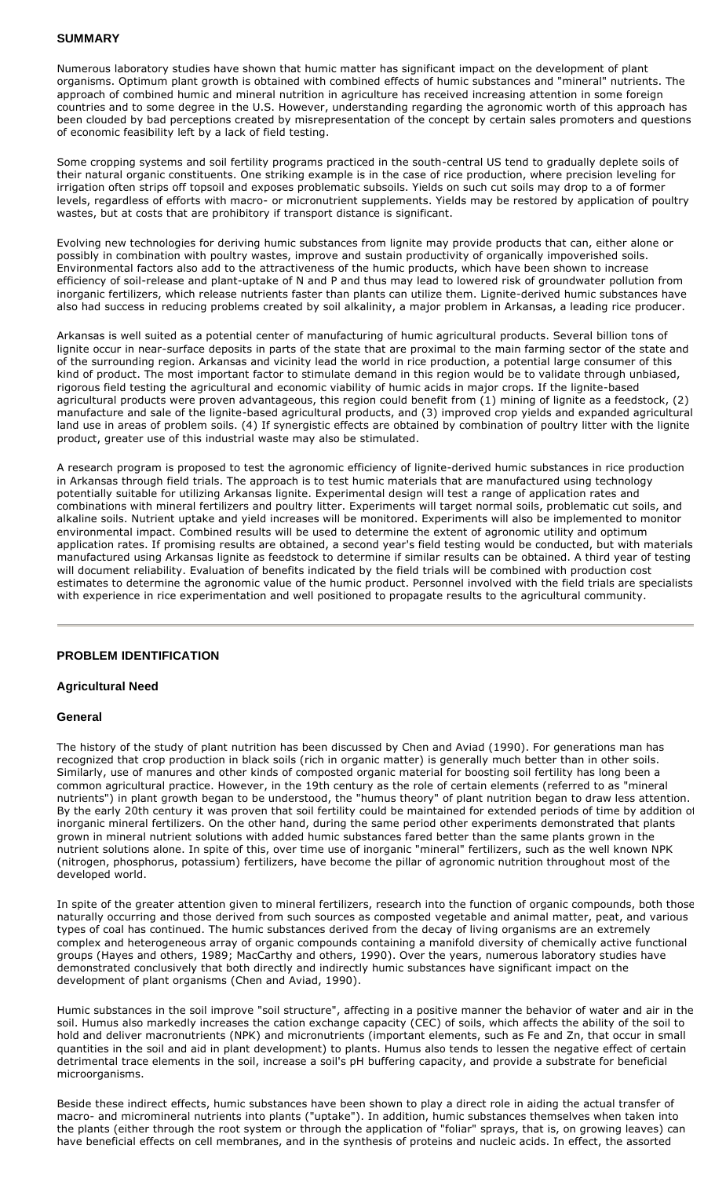## SUMMARY

Numerous laboratory studies have shown that humic matter has significant impact on the development of plant organisms. Optimum plant growth is obtained with combined effects of humic substances and "mineral" nutrients. The approach of combined humic and mineral nutrition in agriculture has received increasing attention in some foreign countries and to some degree in the U.S. However, understanding regarding the agronomic worth of this approach has been clouded by bad perceptions created by misrepresentation of the concept by certain sales promoters and questions of economic feasibility left by a lack of field testing.

Some cropping systems and soil fertility programs practiced in the south-central US tend to gradually deplete soils of their natural organic constituents. One striking example is in the case of rice production, where precision leveling for irrigation often strips off topsoil and exposes problematic subsoils. Yields on such cut soils may drop to a of former levels, regardless of efforts with macro- or micronutrient supplements. Yields may be restored by application of poultry wastes, but at costs that are prohibitory if transport distance is significant.

Evolving new technologies for deriving humic substances from lignite may provide products that can, either alone or possibly in combination with poultry wastes, improve and sustain productivity of organically impoverished soils. Environmental factors also add to the attractiveness of the humic products, which have been shown to increase efficiency of soil-release and plant-uptake of N and P and thus may lead to lowered risk of groundwater pollution from inorganic fertilizers, which release nutrients faster than plants can utilize them. Lignite-derived humic substances have also had success in reducing problems created by soil alkalinity, a major problem in Arkansas, a leading rice producer.

Arkansas is well suited as a potential center of manufacturing of humic agricultural products. Several billion tons of lignite occur in near-surface deposits in parts of the state that are proximal to the main farming sector of the state and of the surrounding region. Arkansas and vicinity lead the world in rice production, a potential large consumer of this kind of product. The most important factor to stimulate demand in this region would be to validate through unbiased, rigorous field testing the agricultural and economic viability of humic acids in major crops. If the lignite-based agricultural products were proven advantageous, this region could benefit from (1) mining of lignite as a feedstock, (2) manufacture and sale of the lignite-based agricultural products, and (3) improved crop yields and expanded agricultural land use in areas of problem soils. (4) If synergistic effects are obtained by combination of poultry litter with the lignite product, greater use of this industrial waste may also be stimulated.

A research program is proposed to test the agronomic efficiency of lignite-derived humic substances in rice production in Arkansas through field trials. The approach is to test humic materials that are manufactured using technology potentially suitable for utilizing Arkansas lignite. Experimental design will test a range of application rates and combinations with mineral fertilizers and poultry litter. Experiments will target normal soils, problematic cut soils, and alkaline soils. Nutrient uptake and yield increases will be monitored. Experiments will also be implemented to monitor environmental impact. Combined results will be used to determine the extent of agronomic utility and optimum application rates. If promising results are obtained, a second year's field testing would be conducted, but with materials manufactured using Arkansas lignite as feedstock to determine if similar results can be obtained. A third year of testing will document reliability. Evaluation of benefits indicated by the field trials will be combined with production cost estimates to determine the agronomic value of the humic product. Personnel involved with the field trials are specialists with experience in rice experimentation and well positioned to propagate results to the agricultural community.

## PROBLEM IDENTIFICATION

### Agricultural Need

#### General

The history of the study of plant nutrition has been discussed by Chen and Aviad (1990). For generations man has recognized that crop production in black soils (rich in organic matter) is generally much better than in other soils. Similarly, use of manures and other kinds of composted organic material for boosting soil fertility has long been a common agricultural practice. However, in the 19th century as the role of certain elements (referred to as "mineral nutrients") in plant growth began to be understood, the "humus theory" of plant nutrition began to draw less attention. By the early 20th century it was proven that soil fertility could be maintained for extended periods of time by addition of inorganic mineral fertilizers. On the other hand, during the same period other experiments demonstrated that plants grown in mineral nutrient solutions with added humic substances fared better than the same plants grown in the nutrient solutions alone. In spite of this, over time use of inorganic "mineral" fertilizers, such as the well known NPK (nitrogen, phosphorus, potassium) fertilizers, have become the pillar of agronomic nutrition throughout most of the developed world.

In spite of the greater attention given to mineral fertilizers, research into the function of organic compounds, both those naturally occurring and those derived from such sources as composted vegetable and animal matter, peat, and various types of coal has continued. The humic substances derived from the decay of living organisms are an extremely complex and heterogeneous array of organic compounds containing a manifold diversity of chemically active functional groups (Hayes and others, 1989; MacCarthy and others, 1990). Over the years, numerous laboratory studies have demonstrated conclusively that both directly and indirectly humic substances have significant impact on the development of plant organisms (Chen and Aviad, 1990).

Humic substances in the soil improve "soil structure", affecting in a positive manner the behavior of water and air in the soil. Humus also markedly increases the cation exchange capacity (CEC) of soils, which affects the ability of the soil to hold and deliver macronutrients (NPK) and micronutrients (important elements, such as Fe and Zn, that occur in small quantities in the soil and aid in plant development) to plants. Humus also tends to lessen the negative effect of certain detrimental trace elements in the soil, increase a soil's pH buffering capacity, and provide a substrate for beneficial microorganisms.

Beside these indirect effects, humic substances have been shown to play a direct role in aiding the actual transfer of macro- and micromineral nutrients into plants ("uptake"). In addition, humic substances themselves when taken into the plants (either through the root system or through the application of "foliar" sprays, that is, on growing leaves) can have beneficial effects on cell membranes, and in the synthesis of proteins and nucleic acids. In effect, the assorted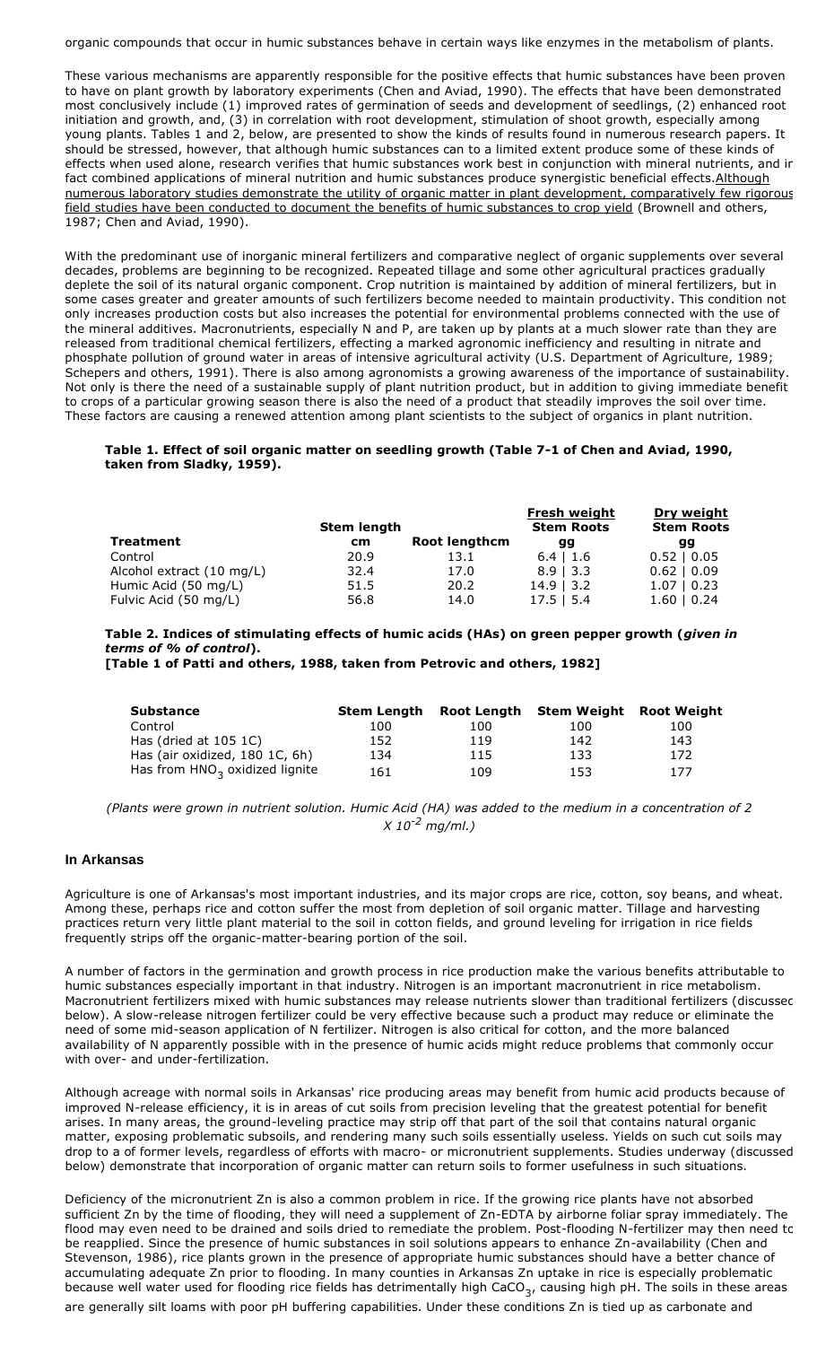organic compounds that occur in humic substances behave in certain ways like enzymes in the metabolism of plants.

These various mechanisms are apparently responsible for the positive effects that humic substances have been proven to have on plant growth by laboratory experiments (Chen and Aviad, 1990). The effects that have been demonstrated most conclusively include (1) improved rates of germination of seeds and development of seedlings, (2) enhanced root initiation and growth, and, (3) in correlation with root development, stimulation of shoot growth, especially among young plants. Tables 1 and 2, below, are presented to show the kinds of results found in numerous research papers. It should be stressed, however, that although humic substances can to a limited extent produce some of these kinds of effects when used alone, research verifies that humic substances work best in conjunction with mineral nutrients, and in fact combined applications of mineral nutrition and humic substances produce synergistic beneficial effects. Although numerous laboratory studies demonstrate the utility of organic matter in plant development, comparatively few rigorous field studies have been conducted to document the benefits of humic substances to crop yield (Brownell and others, 1987; Chen and Aviad, 1990).

With the predominant use of inorganic mineral fertilizers and comparative neglect of organic supplements over several decades, problems are beginning to be recognized. Repeated tillage and some other agricultural practices gradually deplete the soil of its natural organic component. Crop nutrition is maintained by addition of mineral fertilizers, but in some cases greater and greater amounts of such fertilizers become needed to maintain productivity. This condition not only increases production costs but also increases the potential for environmental problems connected with the use of the mineral additives. Macronutrients, especially N and P, are taken up by plants at a much slower rate than they are released from traditional chemical fertilizers, effecting a marked agronomic inefficiency and resulting in nitrate and phosphate pollution of ground water in areas of intensive agricultural activity (U.S. Department of Agriculture, 1989; Schepers and others, 1991). There is also among agronomists a growing awareness of the importance of sustainability. Not only is there the need of a sustainable supply of plant nutrition product, but in addition to giving immediate benefit to crops of a particular growing season there is also the need of a product that steadily improves the soil over time. These factors are causing a renewed attention among plant scientists to the subject of organics in plant nutrition.

**Table 1. Effect of soil organic matter on seedling growth (Table 7-1 of Chen and Aviad, 1990, taken from Sladky, 1959).**

| Treatment | Stem length cm | Root lengthcm | Fresh weight Stem Roots gg | Dry weight Stem Roots gg |
|---|---|---|---|---|
| Control | 20.9 | 13.1 | 6.4 \| 1.6 | 0.52 \| 0.05 |
| Alcohol extract (10 mg/L) | 32.4 | 17.0 | 8.9 \| 3.3 | 0.62 \| 0.09 |
| Humic Acid (50 mg/L) | 51.5 | 20.2 | 14.9 \| 3.2 | 1.07 \| 0.23 |
| Fulvic Acid (50 mg/L) | 56.8 | 14.0 | 17.5 \| 5.4 | 1.60 \| 0.24 |

**Table 2. Indices of stimulating effects of humic acids (HAs) on green pepper growth (*given in terms of % of control*).**
**[Table 1 of Patti and others, 1988, taken from Petrovic and others, 1982]**

| Substance | Stem Length | Root Length | Stem Weight | Root Weight |
|---|---|---|---|---|
| Control | 100 | 100 | 100 | 100 |
| Has (dried at 105 1C) | 152 | 119 | 142 | 143 |
| Has (air oxidized, 180 1C, 6h) | 134 | 115 | 133 | 172 |
| Has from $HNO_3$ oxidized lignite | 161 | 109 | 153 | 177 |

*(Plants were grown in nutrient solution. Humic Acid (HA) was added to the medium in a concentration of 2 X $10^{-2}$ mg/ml.)*

### In Arkansas

Agriculture is one of Arkansas's most important industries, and its major crops are rice, cotton, soy beans, and wheat. Among these, perhaps rice and cotton suffer the most from depletion of soil organic matter. Tillage and harvesting practices return very little plant material to the soil in cotton fields, and ground leveling for irrigation in rice fields frequently strips off the organic-matter-bearing portion of the soil.

A number of factors in the germination and growth process in rice production make the various benefits attributable to humic substances especially important in that industry. Nitrogen is an important macronutrient in rice metabolism. Macronutrient fertilizers mixed with humic substances may release nutrients slower than traditional fertilizers (discussed below). A slow-release nitrogen fertilizer could be very effective because such a product may reduce or eliminate the need of some mid-season application of N fertilizer. Nitrogen is also critical for cotton, and the more balanced availability of N apparently possible with in the presence of humic acids might reduce problems that commonly occur with over- and under-fertilization.

Although acreage with normal soils in Arkansas' rice producing areas may benefit from humic acid products because of improved N-release efficiency, it is in areas of cut soils from precision leveling that the greatest potential for benefit arises. In many areas, the ground-leveling practice may strip off that part of the soil that contains natural organic matter, exposing problematic subsoils, and rendering many such soils essentially useless. Yields on such cut soils may drop to a of former levels, regardless of efforts with macro- or micronutrient supplements. Studies underway (discussed below) demonstrate that incorporation of organic matter can return soils to former usefulness in such situations.

Deficiency of the micronutrient Zn is also a common problem in rice. If the growing rice plants have not absorbed sufficient Zn by the time of flooding, they will need a supplement of Zn-EDTA by airborne foliar spray immediately. The flood may even need to be drained and soils dried to remediate the problem. Post-flooding N-fertilizer may then need to be reapplied. Since the presence of humic substances in soil solutions appears to enhance Zn-availability (Chen and Stevenson, 1986), rice plants grown in the presence of appropriate humic substances should have a better chance of accumulating adequate Zn prior to flooding. In many counties in Arkansas Zn uptake in rice is especially problematic because well water used for flooding rice fields has detrimentally high $CaCO_3$, causing high pH. The soils in these areas are generally silt loams with poor pH buffering capabilities. Under these conditions Zn is tied up as carbonate and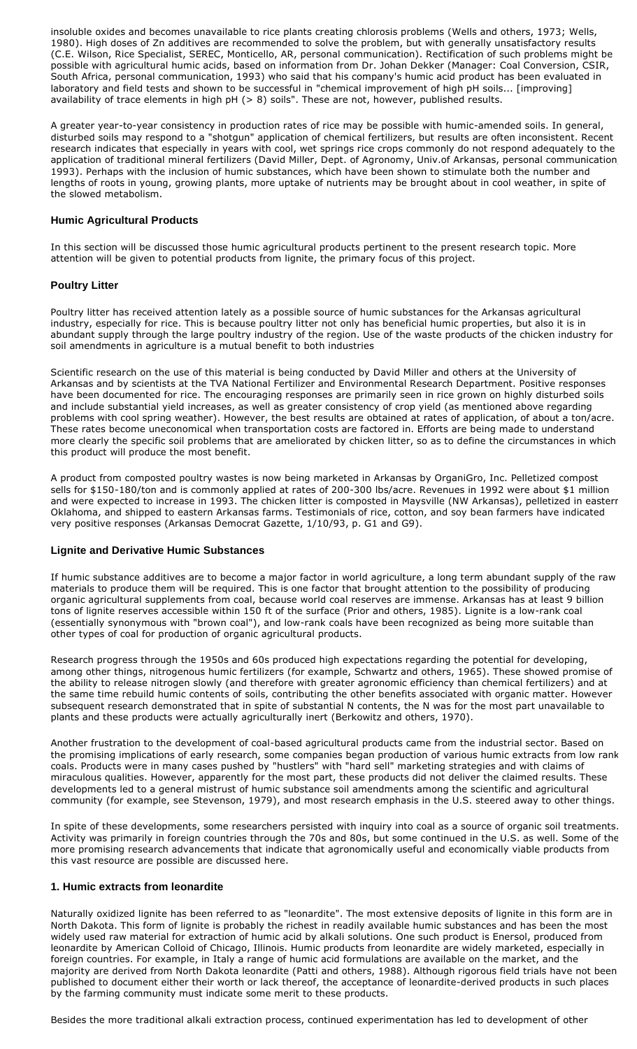insoluble oxides and becomes unavailable to rice plants creating chlorosis problems (Wells and others, 1973; Wells, 1980). High doses of Zn additives are recommended to solve the problem, but with generally unsatisfactory results (C.E. Wilson, Rice Specialist, SEREC, Monticello, AR, personal communication). Rectification of such problems might be possible with agricultural humic acids, based on information from Dr. Johan Dekker (Manager: Coal Conversion, CSIR, South Africa, personal communication, 1993) who said that his company's humic acid product has been evaluated in laboratory and field tests and shown to be successful in "chemical improvement of high pH soils... [improving] availability of trace elements in high pH (> 8) soils". These are not, however, published results.

A greater year-to-year consistency in production rates of rice may be possible with humic-amended soils. In general, disturbed soils may respond to a "shotgun" application of chemical fertilizers, but results are often inconsistent. Recent research indicates that especially in years with cool, wet springs rice crops commonly do not respond adequately to the application of traditional mineral fertilizers (David Miller, Dept. of Agronomy, Univ.of Arkansas, personal communication, 1993). Perhaps with the inclusion of humic substances, which have been shown to stimulate both the number and lengths of roots in young, growing plants, more uptake of nutrients may be brought about in cool weather, in spite of the slowed metabolism.

### Humic Agricultural Products

In this section will be discussed those humic agricultural products pertinent to the present research topic. More attention will be given to potential products from lignite, the primary focus of this project.

### Poultry Litter

Poultry litter has received attention lately as a possible source of humic substances for the Arkansas agricultural industry, especially for rice. This is because poultry litter not only has beneficial humic properties, but also it is in abundant supply through the large poultry industry of the region. Use of the waste products of the chicken industry for soil amendments in agriculture is a mutual benefit to both industries

Scientific research on the use of this material is being conducted by David Miller and others at the University of Arkansas and by scientists at the TVA National Fertilizer and Environmental Research Department. Positive responses have been documented for rice. The encouraging responses are primarily seen in rice grown on highly disturbed soils and include substantial yield increases, as well as greater consistency of crop yield (as mentioned above regarding problems with cool spring weather). However, the best results are obtained at rates of application, of about a ton/acre. These rates become uneconomical when transportation costs are factored in. Efforts are being made to understand more clearly the specific soil problems that are ameliorated by chicken litter, so as to define the circumstances in which this product will produce the most benefit.

A product from composted poultry wastes is now being marketed in Arkansas by OrganiGro, Inc. Pelletized compost sells for $150-180/ton and is commonly applied at rates of 200-300 lbs/acre. Revenues in 1992 were about $1 million and were expected to increase in 1993. The chicken litter is composted in Maysville (NW Arkansas), pelletized in eastern Oklahoma, and shipped to eastern Arkansas farms. Testimonials of rice, cotton, and soy bean farmers have indicated very positive responses (Arkansas Democrat Gazette, 1/10/93, p. G1 and G9).

### Lignite and Derivative Humic Substances

If humic substance additives are to become a major factor in world agriculture, a long term abundant supply of the raw materials to produce them will be required. This is one factor that brought attention to the possibility of producing organic agricultural supplements from coal, because world coal reserves are immense. Arkansas has at least 9 billion tons of lignite reserves accessible within 150 ft of the surface (Prior and others, 1985). Lignite is a low-rank coal (essentially synonymous with "brown coal"), and low-rank coals have been recognized as being more suitable than other types of coal for production of organic agricultural products.

Research progress through the 1950s and 60s produced high expectations regarding the potential for developing, among other things, nitrogenous humic fertilizers (for example, Schwartz and others, 1965). These showed promise of the ability to release nitrogen slowly (and therefore with greater agronomic efficiency than chemical fertilizers) and at the same time rebuild humic contents of soils, contributing the other benefits associated with organic matter. However subsequent research demonstrated that in spite of substantial N contents, the N was for the most part unavailable to plants and these products were actually agriculturally inert (Berkowitz and others, 1970).

Another frustration to the development of coal-based agricultural products came from the industrial sector. Based on the promising implications of early research, some companies began production of various humic extracts from low rank coals. Products were in many cases pushed by "hustlers" with "hard sell" marketing strategies and with claims of miraculous qualities. However, apparently for the most part, these products did not deliver the claimed results. These developments led to a general mistrust of humic substance soil amendments among the scientific and agricultural community (for example, see Stevenson, 1979), and most research emphasis in the U.S. steered away to other things.

In spite of these developments, some researchers persisted with inquiry into coal as a source of organic soil treatments. Activity was primarily in foreign countries through the 70s and 80s, but some continued in the U.S. as well. Some of the more promising research advancements that indicate that agronomically useful and economically viable products from this vast resource are possible are discussed here.

### 1. Humic extracts from leonardite

Naturally oxidized lignite has been referred to as "leonardite". The most extensive deposits of lignite in this form are in North Dakota. This form of lignite is probably the richest in readily available humic substances and has been the most widely used raw material for extraction of humic acid by alkali solutions. One such product is Enersol, produced from leonardite by American Colloid of Chicago, Illinois. Humic products from leonardite are widely marketed, especially in foreign countries. For example, in Italy a range of humic acid formulations are available on the market, and the majority are derived from North Dakota leonardite (Patti and others, 1988). Although rigorous field trials have not been published to document either their worth or lack thereof, the acceptance of leonardite-derived products in such places by the farming community must indicate some merit to these products.

Besides the more traditional alkali extraction process, continued experimentation has led to development of other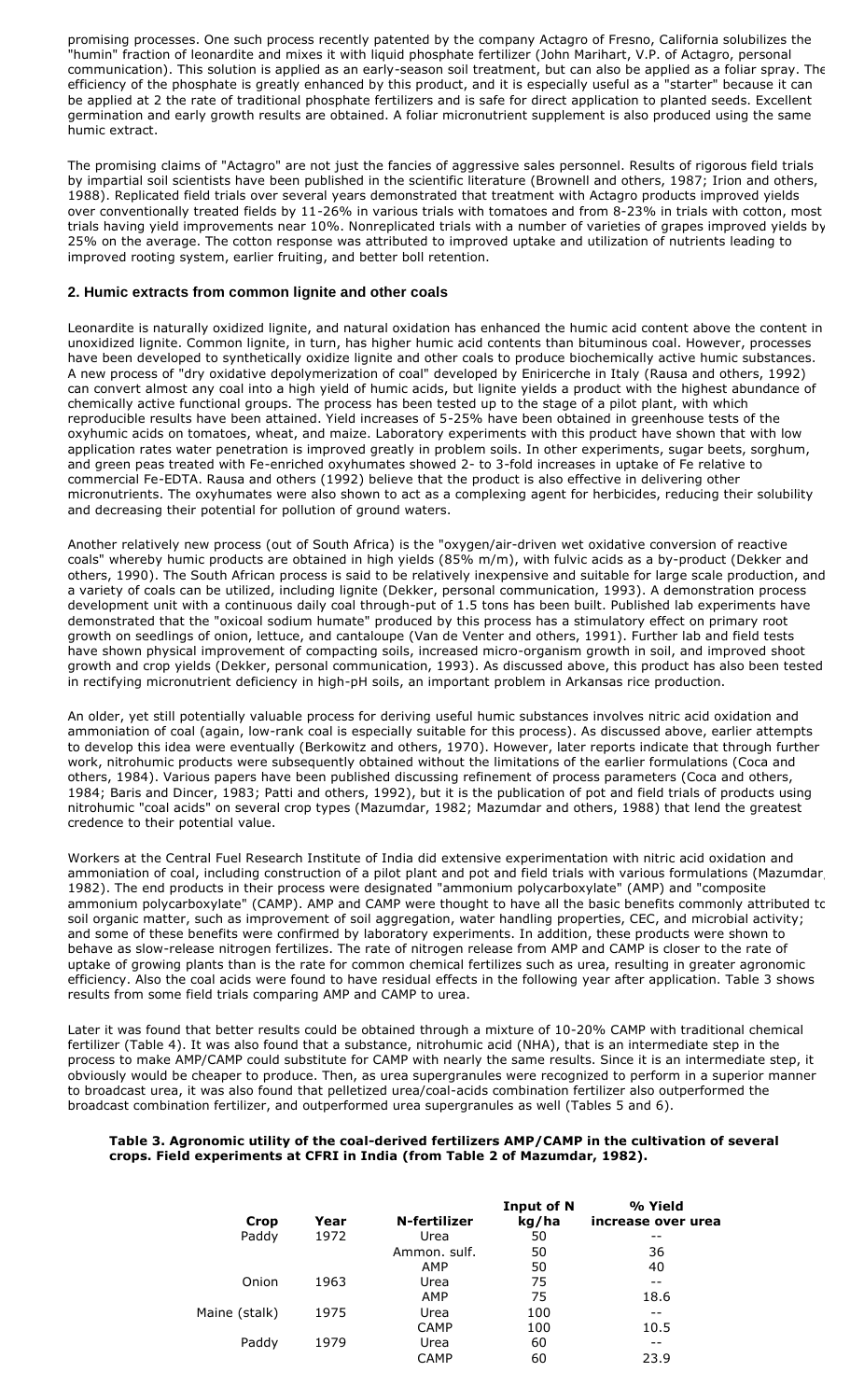promising processes. One such process recently patented by the company Actagro of Fresno, California solubilizes the "humin" fraction of leonardite and mixes it with liquid phosphate fertilizer (John Marihart, V.P. of Actagro, personal communication). This solution is applied as an early-season soil treatment, but can also be applied as a foliar spray. The efficiency of the phosphate is greatly enhanced by this product, and it is especially useful as a "starter" because it can be applied at 2 the rate of traditional phosphate fertilizers and is safe for direct application to planted seeds. Excellent germination and early growth results are obtained. A foliar micronutrient supplement is also produced using the same humic extract.

The promising claims of "Actagro" are not just the fancies of aggressive sales personnel. Results of rigorous field trials by impartial soil scientists have been published in the scientific literature (Brownell and others, 1987; Irion and others, 1988). Replicated field trials over several years demonstrated that treatment with Actagro products improved yields over conventionally treated fields by 11-26% in various trials with tomatoes and from 8-23% in trials with cotton, most trials having yield improvements near 10%. Nonreplicated trials with a number of varieties of grapes improved yields by 25% on the average. The cotton response was attributed to improved uptake and utilization of nutrients leading to improved rooting system, earlier fruiting, and better boll retention.

## 2. Humic extracts from common lignite and other coals

Leonardite is naturally oxidized lignite, and natural oxidation has enhanced the humic acid content above the content in unoxidized lignite. Common lignite, in turn, has higher humic acid contents than bituminous coal. However, processes have been developed to synthetically oxidize lignite and other coals to produce biochemically active humic substances. A new process of "dry oxidative depolymerization of coal" developed by Eniricerche in Italy (Rausa and others, 1992) can convert almost any coal into a high yield of humic acids, but lignite yields a product with the highest abundance of chemically active functional groups. The process has been tested up to the stage of a pilot plant, with which reproducible results have been attained. Yield increases of 5-25% have been obtained in greenhouse tests of the oxyhumic acids on tomatoes, wheat, and maize. Laboratory experiments with this product have shown that with low application rates water penetration is improved greatly in problem soils. In other experiments, sugar beets, sorghum, and green peas treated with Fe-enriched oxyhumates showed 2- to 3-fold increases in uptake of Fe relative to commercial Fe-EDTA. Rausa and others (1992) believe that the product is also effective in delivering other micronutrients. The oxyhumates were also shown to act as a complexing agent for herbicides, reducing their solubility and decreasing their potential for pollution of ground waters.

Another relatively new process (out of South Africa) is the "oxygen/air-driven wet oxidative conversion of reactive coals" whereby humic products are obtained in high yields (85% m/m), with fulvic acids as a by-product (Dekker and others, 1990). The South African process is said to be relatively inexpensive and suitable for large scale production, and a variety of coals can be utilized, including lignite (Dekker, personal communication, 1993). A demonstration process development unit with a continuous daily coal through-put of 1.5 tons has been built. Published lab experiments have demonstrated that the "oxicoal sodium humate" produced by this process has a stimulatory effect on primary root growth on seedlings of onion, lettuce, and cantaloupe (Van de Venter and others, 1991). Further lab and field tests have shown physical improvement of compacting soils, increased micro-organism growth in soil, and improved shoot growth and crop yields (Dekker, personal communication, 1993). As discussed above, this product has also been tested in rectifying micronutrient deficiency in high-pH soils, an important problem in Arkansas rice production.

An older, yet still potentially valuable process for deriving useful humic substances involves nitric acid oxidation and ammoniation of coal (again, low-rank coal is especially suitable for this process). As discussed above, earlier attempts to develop this idea were eventually (Berkowitz and others, 1970). However, later reports indicate that through further work, nitrohumic products were subsequently obtained without the limitations of the earlier formulations (Coca and others, 1984). Various papers have been published discussing refinement of process parameters (Coca and others, 1984; Baris and Dincer, 1983; Patti and others, 1992), but it is the publication of pot and field trials of products using nitrohumic "coal acids" on several crop types (Mazumdar, 1982; Mazumdar and others, 1988) that lend the greatest credence to their potential value.

Workers at the Central Fuel Research Institute of India did extensive experimentation with nitric acid oxidation and ammoniation of coal, including construction of a pilot plant and pot and field trials with various formulations (Mazumdar, 1982). The end products in their process were designated "ammonium polycarboxylate" (AMP) and "composite ammonium polycarboxylate" (CAMP). AMP and CAMP were thought to have all the basic benefits commonly attributed to soil organic matter, such as improvement of soil aggregation, water handling properties, CEC, and microbial activity; and some of these benefits were confirmed by laboratory experiments. In addition, these products were shown to behave as slow-release nitrogen fertilizes. The rate of nitrogen release from AMP and CAMP is closer to the rate of uptake of growing plants than is the rate for common chemical fertilizes such as urea, resulting in greater agronomic efficiency. Also the coal acids were found to have residual effects in the following year after application. Table 3 shows results from some field trials comparing AMP and CAMP to urea.

Later it was found that better results could be obtained through a mixture of 10-20% CAMP with traditional chemical fertilizer (Table 4). It was also found that a substance, nitrohumic acid (NHA), that is an intermediate step in the process to make AMP/CAMP could substitute for CAMP with nearly the same results. Since it is an intermediate step, it obviously would be cheaper to produce. Then, as urea supergranules were recognized to perform in a superior manner to broadcast urea, it was also found that pelletized urea/coal-acids combination fertilizer also outperformed the broadcast combination fertilizer, and outperformed urea supergranules as well (Tables 5 and 6).

**Table 3. Agronomic utility of the coal-derived fertilizers AMP/CAMP in the cultivation of several crops. Field experiments at CFRI in India (from Table 2 of Mazumdar, 1982).**

| Crop | Year | N-fertilizer | Input of N kg/ha | % Yield increase over urea |
|---|---|---|---|---|
| Paddy | 1972 | Urea | 50 | -- |
| | | Ammon. sulf. | 50 | 36 |
| | | AMP | 50 | 40 |
| Onion | 1963 | Urea | 75 | -- |
| | | AMP | 75 | 18.6 |
| Maine (stalk) | 1975 | Urea | 100 | -- |
| | | CAMP | 100 | 10.5 |
| Paddy | 1979 | Urea | 60 | -- |
| | | CAMP | 60 | 23.9 |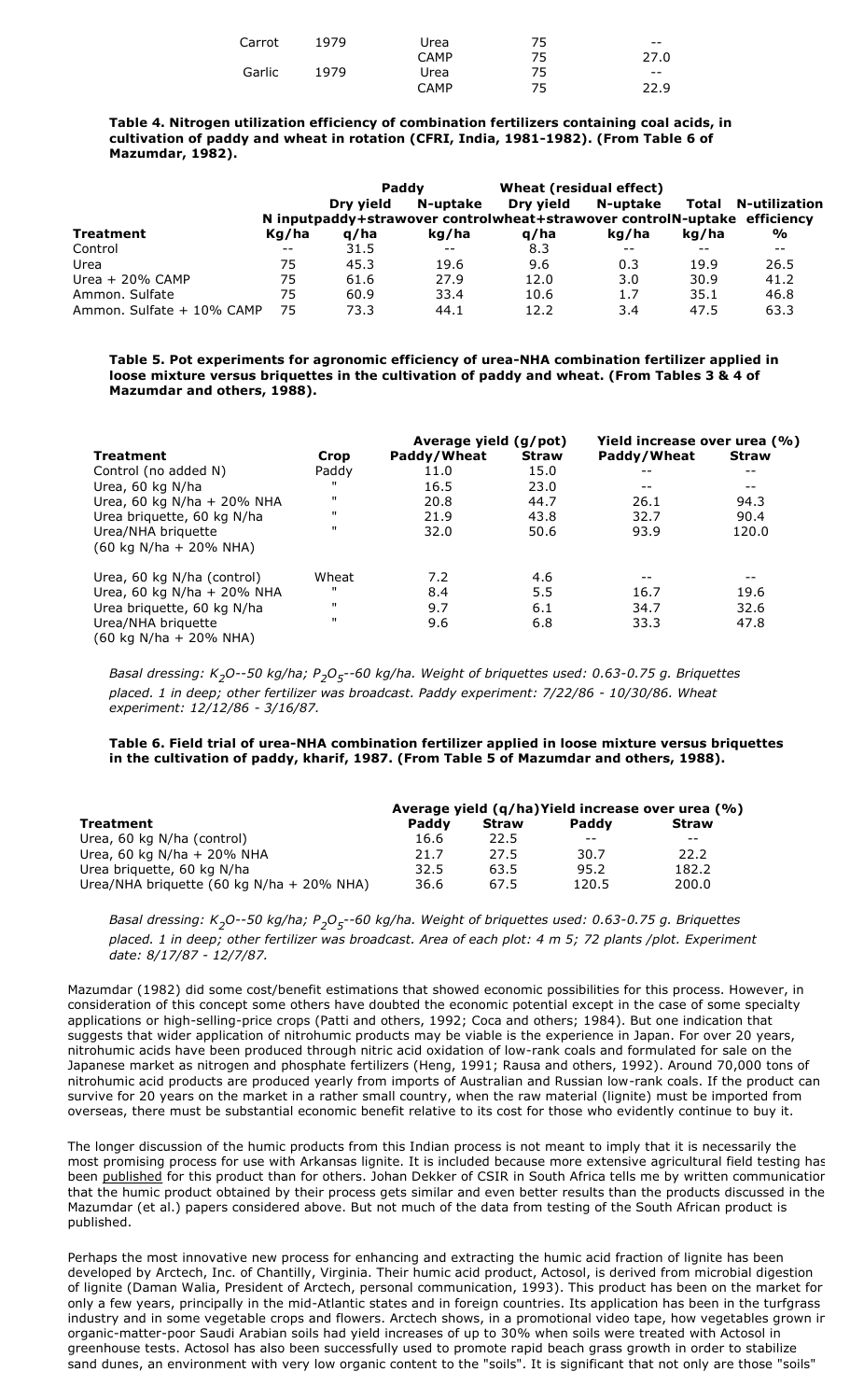| | | | | |
|---|---|---|---|---|
| Carrot | 1979 | Urea | 75 | -- |
| | | CAMP | 75 | 27.0 |
| Garlic | 1979 | Urea | 75 | -- |
| | | CAMP | 75 | 22.9 |

**Table 4. Nitrogen utilization efficiency of combination fertilizers containing coal acids, in cultivation of paddy and wheat in rotation (CFRI, India, 1981-1982). (From Table 6 of Mazumdar, 1982).**

| | | Paddy | | Wheat (residual effect) | | | |
|---|---|---|---|---|---|---|---|
| | N input | Dry yield paddy+straw | N-uptake over control | Dry yield wheat+straw | N-uptake over control | Total N-uptake | N-utilization efficiency |
| **Treatment** | **Kg/ha** | **q/ha** | **kg/ha** | **q/ha** | **kg/ha** | **kg/ha** | **%** |
| Control | -- | 31.5 | -- | 8.3 | -- | -- | -- |
| Urea | 75 | 45.3 | 19.6 | 9.6 | 0.3 | 19.9 | 26.5 |
| Urea + 20% CAMP | 75 | 61.6 | 27.9 | 12.0 | 3.0 | 30.9 | 41.2 |
| Ammon. Sulfate | 75 | 60.9 | 33.4 | 10.6 | 1.7 | 35.1 | 46.8 |
| Ammon. Sulfate + 10% CAMP | 75 | 73.3 | 44.1 | 12.2 | 3.4 | 47.5 | 63.3 |

**Table 5. Pot experiments for agronomic efficiency of urea-NHA combination fertilizer applied in loose mixture versus briquettes in the cultivation of paddy and wheat. (From Tables 3 & 4 of Mazumdar and others, 1988).**

| | | Average yield (g/pot) | | Yield increase over urea (%) | |
|---|---|---|---|---|---|
| **Treatment** | **Crop** | **Paddy/Wheat** | **Straw** | **Paddy/Wheat** | **Straw** |
| Control (no added N) | Paddy | 11.0 | 15.0 | -- | -- |
| Urea, 60 kg N/ha | " | 16.5 | 23.0 | -- | -- |
| Urea, 60 kg N/ha + 20% NHA | " | 20.8 | 44.7 | 26.1 | 94.3 |
| Urea briquette, 60 kg N/ha | " | 21.9 | 43.8 | 32.7 | 90.4 |
| Urea/NHA briquette (60 kg N/ha + 20% NHA) | " | 32.0 | 50.6 | 93.9 | 120.0 |
| Urea, 60 kg N/ha (control) | Wheat | 7.2 | 4.6 | -- | -- |
| Urea, 60 kg N/ha + 20% NHA | " | 8.4 | 5.5 | 16.7 | 19.6 |
| Urea briquette, 60 kg N/ha | " | 9.7 | 6.1 | 34.7 | 32.6 |
| Urea/NHA briquette (60 kg N/ha + 20% NHA) | " | 9.6 | 6.8 | 33.3 | 47.8 |

*Basal dressing: $K_2O$--50 kg/ha; $P_2O_5$--60 kg/ha. Weight of briquettes used: 0.63-0.75 g. Briquettes placed. 1 in deep; other fertilizer was broadcast. Paddy experiment: 7/22/86 - 10/30/86. Wheat experiment: 12/12/86 - 3/16/87.*

**Table 6. Field trial of urea-NHA combination fertilizer applied in loose mixture versus briquettes in the cultivation of paddy, kharif, 1987. (From Table 5 of Mazumdar and others, 1988).**

| | Average yield (q/ha) | | Yield increase over urea (%) | |
|---|---|---|---|---|
| **Treatment** | **Paddy** | **Straw** | **Paddy** | **Straw** |
| Urea, 60 kg N/ha (control) | 16.6 | 22.5 | -- | -- |
| Urea, 60 kg N/ha + 20% NHA | 21.7 | 27.5 | 30.7 | 22.2 |
| Urea briquette, 60 kg N/ha | 32.5 | 63.5 | 95.2 | 182.2 |
| Urea/NHA briquette (60 kg N/ha + 20% NHA) | 36.6 | 67.5 | 120.5 | 200.0 |

*Basal dressing: $K_2O$--50 kg/ha; $P_2O_5$--60 kg/ha. Weight of briquettes used: 0.63-0.75 g. Briquettes placed. 1 in deep; other fertilizer was broadcast. Area of each plot: 4 m 5; 72 plants /plot. Experiment date: 8/17/87 - 12/7/87.*

Mazumdar (1982) did some cost/benefit estimations that showed economic possibilities for this process. However, in consideration of this concept some others have doubted the economic potential except in the case of some specialty applications or high-selling-price crops (Patti and others, 1992; Coca and others; 1984). But one indication that suggests that wider application of nitrohumic products may be viable is the experience in Japan. For over 20 years, nitrohumic acids have been produced through nitric acid oxidation of low-rank coals and formulated for sale on the Japanese market as nitrogen and phosphate fertilizers (Heng, 1991; Rausa and others, 1992). Around 70,000 tons of nitrohumic acid products are produced yearly from imports of Australian and Russian low-rank coals. If the product can survive for 20 years on the market in a rather small country, when the raw material (lignite) must be imported from overseas, there must be substantial economic benefit relative to its cost for those who evidently continue to buy it.

The longer discussion of the humic products from this Indian process is not meant to imply that it is necessarily the most promising process for use with Arkansas lignite. It is included because more extensive agricultural field testing has been published for this product than for others. Johan Dekker of CSIR in South Africa tells me by written communication that the humic product obtained by their process gets similar and even better results than the products discussed in the Mazumdar (et al.) papers considered above. But not much of the data from testing of the South African product is published.

Perhaps the most innovative new process for enhancing and extracting the humic acid fraction of lignite has been developed by Arctech, Inc. of Chantilly, Virginia. Their humic acid product, Actosol, is derived from microbial digestion of lignite (Daman Walia, President of Arctech, personal communication, 1993). This product has been on the market for only a few years, principally in the mid-Atlantic states and in foreign countries. Its application has been in the turfgrass industry and in some vegetable crops and flowers. Arctech shows, in a promotional video tape, how vegetables grown in organic-matter-poor Saudi Arabian soils had yield increases of up to 30% when soils were treated with Actosol in greenhouse tests. Actosol has also been successfully used to promote rapid beach grass growth in order to stabilize sand dunes, an environment with very low organic content to the "soils". It is significant that not only are those "soils"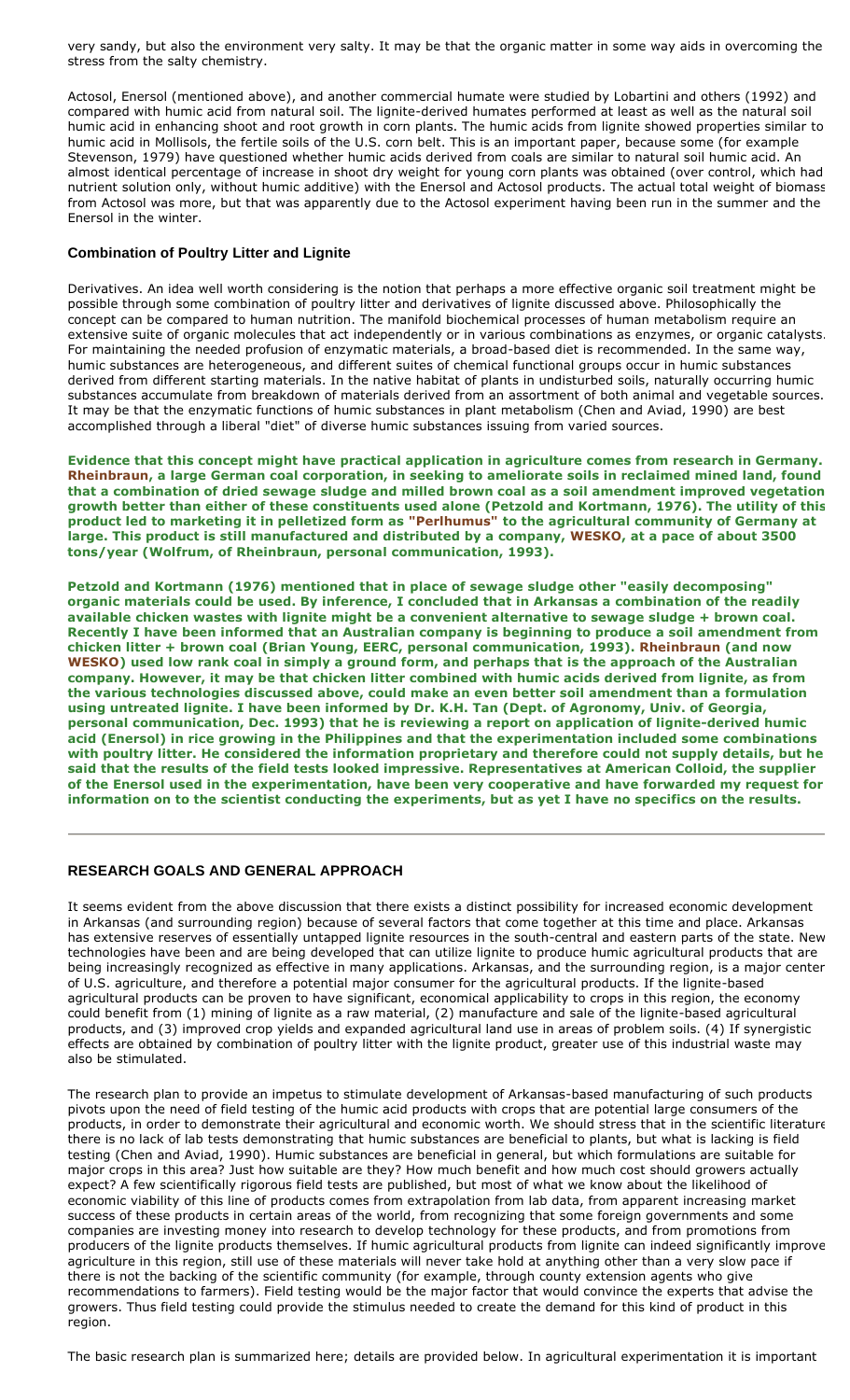very sandy, but also the environment very salty. It may be that the organic matter in some way aids in overcoming the stress from the salty chemistry.

Actosol, Enersol (mentioned above), and another commercial humate were studied by Lobartini and others (1992) and compared with humic acid from natural soil. The lignite-derived humates performed at least as well as the natural soil humic acid in enhancing shoot and root growth in corn plants. The humic acids from lignite showed properties similar to humic acid in Mollisols, the fertile soils of the U.S. corn belt. This is an important paper, because some (for example Stevenson, 1979) have questioned whether humic acids derived from coals are similar to natural soil humic acid. An almost identical percentage of increase in shoot dry weight for young corn plants was obtained (over control, which had nutrient solution only, without humic additive) with the Enersol and Actosol products. The actual total weight of biomass from Actosol was more, but that was apparently due to the Actosol experiment having been run in the summer and the Enersol in the winter.

### Combination of Poultry Litter and Lignite

Derivatives. An idea well worth considering is the notion that perhaps a more effective organic soil treatment might be possible through some combination of poultry litter and derivatives of lignite discussed above. Philosophically the concept can be compared to human nutrition. The manifold biochemical processes of human metabolism require an extensive suite of organic molecules that act independently or in various combinations as enzymes, or organic catalysts. For maintaining the needed profusion of enzymatic materials, a broad-based diet is recommended. In the same way, humic substances are heterogeneous, and different suites of chemical functional groups occur in humic substances derived from different starting materials. In the native habitat of plants in undisturbed soils, naturally occurring humic substances accumulate from breakdown of materials derived from an assortment of both animal and vegetable sources. It may be that the enzymatic functions of humic substances in plant metabolism (Chen and Aviad, 1990) are best accomplished through a liberal "diet" of diverse humic substances issuing from varied sources.

**Evidence that this concept might have practical application in agriculture comes from research in Germany. Rheinbraun, a large German coal corporation, in seeking to ameliorate soils in reclaimed mined land, found that a combination of dried sewage sludge and milled brown coal as a soil amendment improved vegetation growth better than either of these constituents used alone (Petzold and Kortmann, 1976). The utility of this product led to marketing it in pelletized form as "Perlhumus" to the agricultural community of Germany at large. This product is still manufactured and distributed by a company, WESKO, at a pace of about 3500 tons/year (Wolfrum, of Rheinbraun, personal communication, 1993).**

**Petzold and Kortmann (1976) mentioned that in place of sewage sludge other "easily decomposing" organic materials could be used. By inference, I concluded that in Arkansas a combination of the readily available chicken wastes with lignite might be a convenient alternative to sewage sludge + brown coal. Recently I have been informed that an Australian company is beginning to produce a soil amendment from chicken litter + brown coal (Brian Young, EERC, personal communication, 1993). Rheinbraun (and now WESKO) used low rank coal in simply a ground form, and perhaps that is the approach of the Australian company. However, it may be that chicken litter combined with humic acids derived from lignite, as from the various technologies discussed above, could make an even better soil amendment than a formulation using untreated lignite. I have been informed by Dr. K.H. Tan (Dept. of Agronomy, Univ. of Georgia, personal communication, Dec. 1993) that he is reviewing a report on application of lignite-derived humic acid (Enersol) in rice growing in the Philippines and that the experimentation included some combinations with poultry litter. He considered the information proprietary and therefore could not supply details, but he said that the results of the field tests looked impressive. Representatives at American Colloid, the supplier of the Enersol used in the experimentation, have been very cooperative and have forwarded my request for information on to the scientist conducting the experiments, but as yet I have no specifics on the results.**

---

## RESEARCH GOALS AND GENERAL APPROACH

It seems evident from the above discussion that there exists a distinct possibility for increased economic development in Arkansas (and surrounding region) because of several factors that come together at this time and place. Arkansas has extensive reserves of essentially untapped lignite resources in the south-central and eastern parts of the state. New technologies have been and are being developed that can utilize lignite to produce humic agricultural products that are being increasingly recognized as effective in many applications. Arkansas, and the surrounding region, is a major center of U.S. agriculture, and therefore a potential major consumer for the agricultural products. If the lignite-based agricultural products can be proven to have significant, economical applicability to crops in this region, the economy could benefit from (1) mining of lignite as a raw material, (2) manufacture and sale of the lignite-based agricultural products, and (3) improved crop yields and expanded agricultural land use in areas of problem soils. (4) If synergistic effects are obtained by combination of poultry litter with the lignite product, greater use of this industrial waste may also be stimulated.

The research plan to provide an impetus to stimulate development of Arkansas-based manufacturing of such products pivots upon the need of field testing of the humic acid products with crops that are potential large consumers of the products, in order to demonstrate their agricultural and economic worth. We should stress that in the scientific literature there is no lack of lab tests demonstrating that humic substances are beneficial to plants, but what is lacking is field testing (Chen and Aviad, 1990). Humic substances are beneficial in general, but which formulations are suitable for major crops in this area? Just how suitable are they? How much benefit and how much cost should growers actually expect? A few scientifically rigorous field tests are published, but most of what we know about the likelihood of economic viability of this line of products comes from extrapolation from lab data, from apparent increasing market success of these products in certain areas of the world, from recognizing that some foreign governments and some companies are investing money into research to develop technology for these products, and from promotions from producers of the lignite products themselves. If humic agricultural products from lignite can indeed significantly improve agriculture in this region, still use of these materials will never take hold at anything other than a very slow pace if there is not the backing of the scientific community (for example, through county extension agents who give recommendations to farmers). Field testing would be the major factor that would convince the experts that advise the growers. Thus field testing could provide the stimulus needed to create the demand for this kind of product in this region.

The basic research plan is summarized here; details are provided below. In agricultural experimentation it is important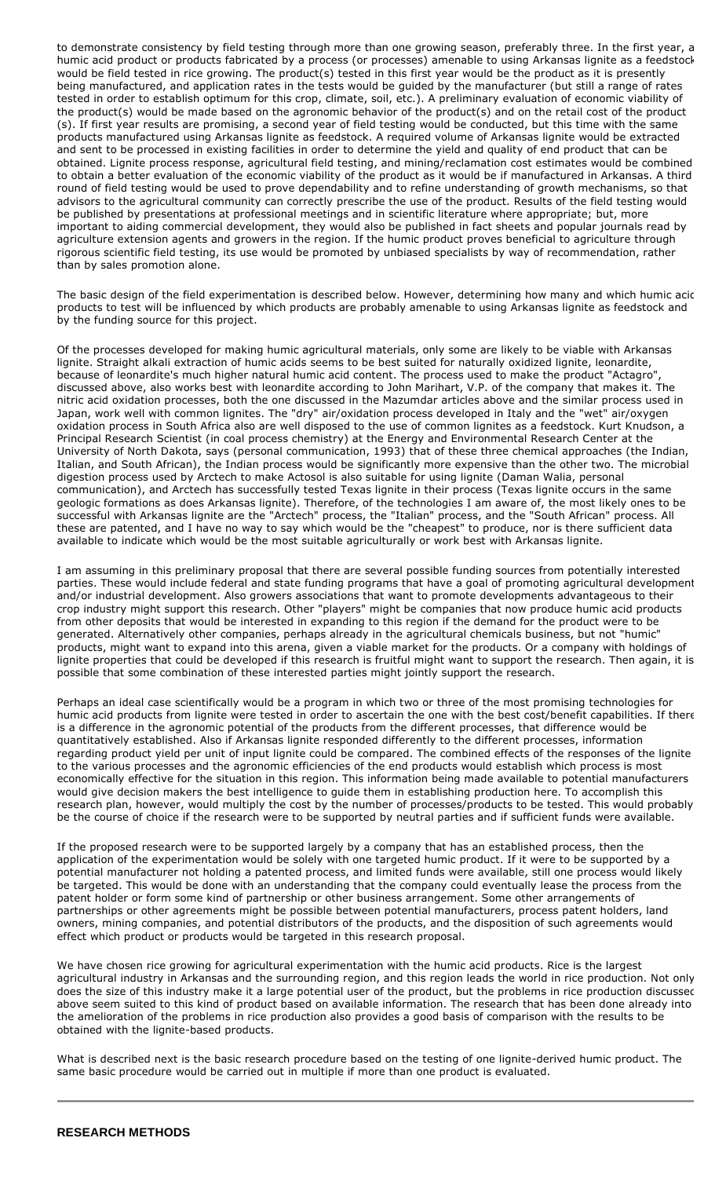to demonstrate consistency by field testing through more than one growing season, preferably three. In the first year, a humic acid product or products fabricated by a process (or processes) amenable to using Arkansas lignite as a feedstock would be field tested in rice growing. The product(s) tested in this first year would be the product as it is presently being manufactured, and application rates in the tests would be guided by the manufacturer (but still a range of rates tested in order to establish optimum for this crop, climate, soil, etc.). A preliminary evaluation of economic viability of the product(s) would be made based on the agronomic behavior of the product(s) and on the retail cost of the product (s). If first year results are promising, a second year of field testing would be conducted, but this time with the same products manufactured using Arkansas lignite as feedstock. A required volume of Arkansas lignite would be extracted and sent to be processed in existing facilities in order to determine the yield and quality of end product that can be obtained. Lignite process response, agricultural field testing, and mining/reclamation cost estimates would be combined to obtain a better evaluation of the economic viability of the product as it would be if manufactured in Arkansas. A third round of field testing would be used to prove dependability and to refine understanding of growth mechanisms, so that advisors to the agricultural community can correctly prescribe the use of the product. Results of the field testing would be published by presentations at professional meetings and in scientific literature where appropriate; but, more important to aiding commercial development, they would also be published in fact sheets and popular journals read by agriculture extension agents and growers in the region. If the humic product proves beneficial to agriculture through rigorous scientific field testing, its use would be promoted by unbiased specialists by way of recommendation, rather than by sales promotion alone.

The basic design of the field experimentation is described below. However, determining how many and which humic acid products to test will be influenced by which products are probably amenable to using Arkansas lignite as feedstock and by the funding source for this project.

Of the processes developed for making humic agricultural materials, only some are likely to be viable with Arkansas lignite. Straight alkali extraction of humic acids seems to be best suited for naturally oxidized lignite, leonardite, because of leonardite's much higher natural humic acid content. The process used to make the product "Actagro", discussed above, also works best with leonardite according to John Marihart, V.P. of the company that makes it. The nitric acid oxidation processes, both the one discussed in the Mazumdar articles above and the similar process used in Japan, work well with common lignites. The "dry" air/oxidation process developed in Italy and the "wet" air/oxygen oxidation process in South Africa also are well disposed to the use of common lignites as a feedstock. Kurt Knudson, a Principal Research Scientist (in coal process chemistry) at the Energy and Environmental Research Center at the University of North Dakota, says (personal communication, 1993) that of these three chemical approaches (the Indian, Italian, and South African), the Indian process would be significantly more expensive than the other two. The microbial digestion process used by Arctech to make Actosol is also suitable for using lignite (Daman Walia, personal communication), and Arctech has successfully tested Texas lignite in their process (Texas lignite occurs in the same geologic formations as does Arkansas lignite). Therefore, of the technologies I am aware of, the most likely ones to be successful with Arkansas lignite are the "Arctech" process, the "Italian" process, and the "South African" process. All these are patented, and I have no way to say which would be the "cheapest" to produce, nor is there sufficient data available to indicate which would be the most suitable agriculturally or work best with Arkansas lignite.

I am assuming in this preliminary proposal that there are several possible funding sources from potentially interested parties. These would include federal and state funding programs that have a goal of promoting agricultural development and/or industrial development. Also growers associations that want to promote developments advantageous to their crop industry might support this research. Other "players" might be companies that now produce humic acid products from other deposits that would be interested in expanding to this region if the demand for the product were to be generated. Alternatively other companies, perhaps already in the agricultural chemicals business, but not "humic" products, might want to expand into this arena, given a viable market for the products. Or a company with holdings of lignite properties that could be developed if this research is fruitful might want to support the research. Then again, it is possible that some combination of these interested parties might jointly support the research.

Perhaps an ideal case scientifically would be a program in which two or three of the most promising technologies for humic acid products from lignite were tested in order to ascertain the one with the best cost/benefit capabilities. If there is a difference in the agronomic potential of the products from the different processes, that difference would be quantitatively established. Also if Arkansas lignite responded differently to the different processes, information regarding product yield per unit of input lignite could be compared. The combined effects of the responses of the lignite to the various processes and the agronomic efficiencies of the end products would establish which process is most economically effective for the situation in this region. This information being made available to potential manufacturers would give decision makers the best intelligence to guide them in establishing production here. To accomplish this research plan, however, would multiply the cost by the number of processes/products to be tested. This would probably be the course of choice if the research were to be supported by neutral parties and if sufficient funds were available.

If the proposed research were to be supported largely by a company that has an established process, then the application of the experimentation would be solely with one targeted humic product. If it were to be supported by a potential manufacturer not holding a patented process, and limited funds were available, still one process would likely be targeted. This would be done with an understanding that the company could eventually lease the process from the patent holder or form some kind of partnership or other business arrangement. Some other arrangements of partnerships or other agreements might be possible between potential manufacturers, process patent holders, land owners, mining companies, and potential distributors of the products, and the disposition of such agreements would effect which product or products would be targeted in this research proposal.

We have chosen rice growing for agricultural experimentation with the humic acid products. Rice is the largest agricultural industry in Arkansas and the surrounding region, and this region leads the world in rice production. Not only does the size of this industry make it a large potential user of the product, but the problems in rice production discussed above seem suited to this kind of product based on available information. The research that has been done already into the amelioration of the problems in rice production also provides a good basis of comparison with the results to be obtained with the lignite-based products.

What is described next is the basic research procedure based on the testing of one lignite-derived humic product. The same basic procedure would be carried out in multiple if more than one product is evaluated.

---

**RESEARCH METHODS**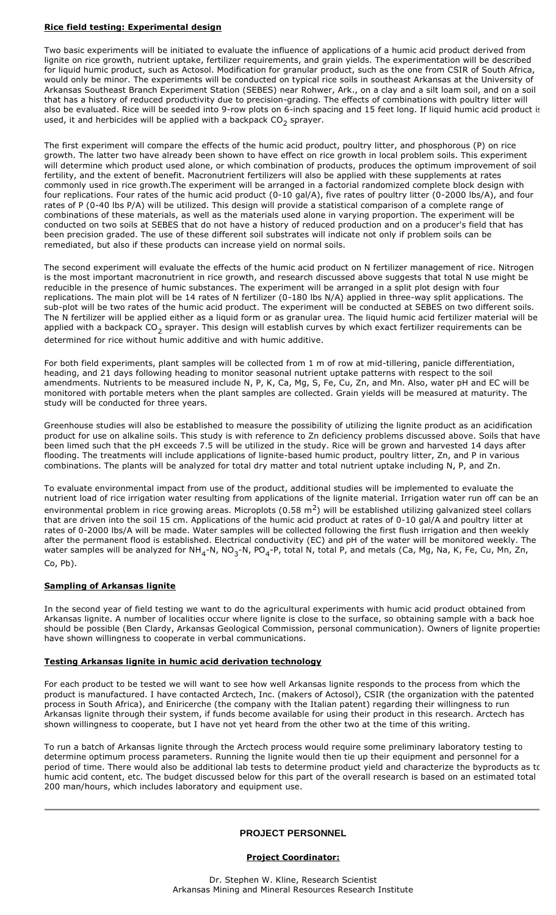**Rice field testing: Experimental design**

Two basic experiments will be initiated to evaluate the influence of applications of a humic acid product derived from lignite on rice growth, nutrient uptake, fertilizer requirements, and grain yields. The experimentation will be described for liquid humic product, such as Actosol. Modification for granular product, such as the one from CSIR of South Africa, would only be minor. The experiments will be conducted on typical rice soils in southeast Arkansas at the University of Arkansas Southeast Branch Experiment Station (SEBES) near Rohwer, Ark., on a clay and a silt loam soil, and on a soil that has a history of reduced productivity due to precision-grading. The effects of combinations with poultry litter will also be evaluated. Rice will be seeded into 9-row plots on 6-inch spacing and 15 feet long. If liquid humic acid product is used, it and herbicides will be applied with a backpack $CO_2$ sprayer.

The first experiment will compare the effects of the humic acid product, poultry litter, and phosphorous (P) on rice growth. The latter two have already been shown to have effect on rice growth in local problem soils. This experiment will determine which product used alone, or which combination of products, produces the optimum improvement of soil fertility, and the extent of benefit. Macronutrient fertilizers will also be applied with these supplements at rates commonly used in rice growth.The experiment will be arranged in a factorial randomized complete block design with four replications. Four rates of the humic acid product (0-10 gal/A), five rates of poultry litter (0-2000 lbs/A), and four rates of P (0-40 lbs P/A) will be utilized. This design will provide a statistical comparison of a complete range of combinations of these materials, as well as the materials used alone in varying proportion. The experiment will be conducted on two soils at SEBES that do not have a history of reduced production and on a producer's field that has been precision graded. The use of these different soil substrates will indicate not only if problem soils can be remediated, but also if these products can increase yield on normal soils.

The second experiment will evaluate the effects of the humic acid product on N fertilizer management of rice. Nitrogen is the most important macronutrient in rice growth, and research discussed above suggests that total N use might be reducible in the presence of humic substances. The experiment will be arranged in a split plot design with four replications. The main plot will be 14 rates of N fertilizer (0-180 lbs N/A) applied in three-way split applications. The sub-plot will be two rates of the humic acid product. The experiment will be conducted at SEBES on two different soils. The N fertilizer will be applied either as a liquid form or as granular urea. The liquid humic acid fertilizer material will be applied with a backpack $CO_2$ sprayer. This design will establish curves by which exact fertilizer requirements can be determined for rice without humic additive and with humic additive.

For both field experiments, plant samples will be collected from 1 m of row at mid-tillering, panicle differentiation, heading, and 21 days following heading to monitor seasonal nutrient uptake patterns with respect to the soil amendments. Nutrients to be measured include N, P, K, Ca, Mg, S, Fe, Cu, Zn, and Mn. Also, water pH and EC will be monitored with portable meters when the plant samples are collected. Grain yields will be measured at maturity. The study will be conducted for three years.

Greenhouse studies will also be established to measure the possibility of utilizing the lignite product as an acidification product for use on alkaline soils. This study is with reference to Zn deficiency problems discussed above. Soils that have been limed such that the pH exceeds 7.5 will be utilized in the study. Rice will be grown and harvested 14 days after flooding. The treatments will include applications of lignite-based humic product, poultry litter, Zn, and P in various combinations. The plants will be analyzed for total dry matter and total nutrient uptake including N, P, and Zn.

To evaluate environmental impact from use of the product, additional studies will be implemented to evaluate the nutrient load of rice irrigation water resulting from applications of the lignite material. Irrigation water run off can be an environmental problem in rice growing areas. Microplots (0.58 $m^2$) will be established utilizing galvanized steel collars that are driven into the soil 15 cm. Applications of the humic acid product at rates of 0-10 gal/A and poultry litter at rates of 0-2000 lbs/A will be made. Water samples will be collected following the first flush irrigation and then weekly after the permanent flood is established. Electrical conductivity (EC) and pH of the water will be monitored weekly. The water samples will be analyzed for $NH_4$-N, $NO_3$-N, $PO_4$-P, total N, total P, and metals (Ca, Mg, Na, K, Fe, Cu, Mn, Zn, Co, Pb).

**Sampling of Arkansas lignite**

In the second year of field testing we want to do the agricultural experiments with humic acid product obtained from Arkansas lignite. A number of localities occur where lignite is close to the surface, so obtaining sample with a back hoe should be possible (Ben Clardy, Arkansas Geological Commission, personal communication). Owners of lignite properties have shown willingness to cooperate in verbal communications.

**Testing Arkansas lignite in humic acid derivation technology**

For each product to be tested we will want to see how well Arkansas lignite responds to the process from which the product is manufactured. I have contacted Arctech, Inc. (makers of Actosol), CSIR (the organization with the patented process in South Africa), and Eniricerche (the company with the Italian patent) regarding their willingness to run Arkansas lignite through their system, if funds become available for using their product in this research. Arctech has shown willingness to cooperate, but I have not yet heard from the other two at the time of this writing.

To run a batch of Arkansas lignite through the Arctech process would require some preliminary laboratory testing to determine optimum process parameters. Running the lignite would then tie up their equipment and personnel for a period of time. There would also be additional lab tests to determine product yield and characterize the byproducts as to humic acid content, etc. The budget discussed below for this part of the overall research is based on an estimated total 200 man/hours, which includes laboratory and equipment use.

---

## PROJECT PERSONNEL

**Project Coordinator:**

Dr. Stephen W. Kline, Research Scientist
Arkansas Mining and Mineral Resources Research Institute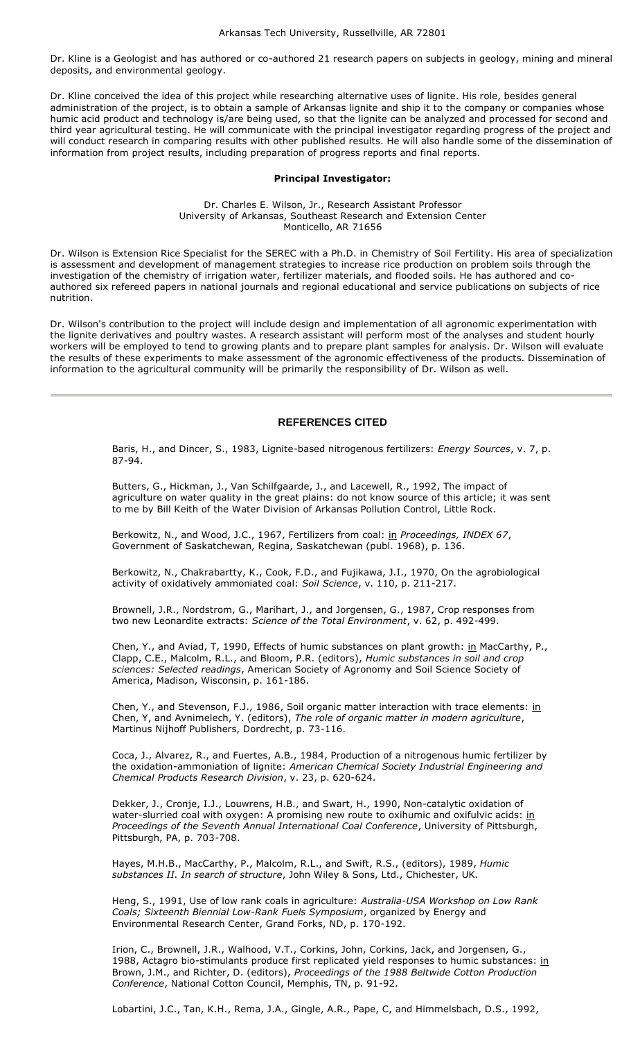Arkansas Tech University, Russellville, AR 72801

Dr. Kline is a Geologist and has authored or co-authored 21 research papers on subjects in geology, mining and mineral deposits, and environmental geology.

Dr. Kline conceived the idea of this project while researching alternative uses of lignite. His role, besides general administration of the project, is to obtain a sample of Arkansas lignite and ship it to the company or companies whose humic acid product and technology is/are being used, so that the lignite can be analyzed and processed for second and third year agricultural testing. He will communicate with the principal investigator regarding progress of the project and will conduct research in comparing results with other published results. He will also handle some of the dissemination of information from project results, including preparation of progress reports and final reports.

**Principal Investigator:**

Dr. Charles E. Wilson, Jr., Research Assistant Professor
University of Arkansas, Southeast Research and Extension Center
Monticello, AR 71656

Dr. Wilson is Extension Rice Specialist for the SEREC with a Ph.D. in Chemistry of Soil Fertility. His area of specialization is assessment and development of management strategies to increase rice production on problem soils through the investigation of the chemistry of irrigation water, fertilizer materials, and flooded soils. He has authored and co-authored six refereed papers in national journals and regional educational and service publications on subjects of rice nutrition.

Dr. Wilson's contribution to the project will include design and implementation of all agronomic experimentation with the lignite derivatives and poultry wastes. A research assistant will perform most of the analyses and student hourly workers will be employed to tend to growing plants and to prepare plant samples for analysis. Dr. Wilson will evaluate the results of these experiments to make assessment of the agronomic effectiveness of the products. Dissemination of information to the agricultural community will be primarily the responsibility of Dr. Wilson as well.

---

## REFERENCES CITED

Baris, H., and Dincer, S., 1983, Lignite-based nitrogenous fertilizers: *Energy Sources*, v. 7, p. 87-94.

Butters, G., Hickman, J., Van Schilfgaarde, J., and Lacewell, R., 1992, The impact of agriculture on water quality in the great plains: do not know source of this article; it was sent to me by Bill Keith of the Water Division of Arkansas Pollution Control, Little Rock.

Berkowitz, N., and Wood, J.C., 1967, Fertilizers from coal: in *Proceedings, INDEX 67*, Government of Saskatchewan, Regina, Saskatchewan (publ. 1968), p. 136.

Berkowitz, N., Chakrabartty, K., Cook, F.D., and Fujikawa, J.I., 1970, On the agrobiological activity of oxidatively ammoniated coal: *Soil Science*, v. 110, p. 211-217.

Brownell, J.R., Nordstrom, G., Marihart, J., and Jorgensen, G., 1987, Crop responses from two new Leonardite extracts: *Science of the Total Environment*, v. 62, p. 492-499.

Chen, Y., and Aviad, T, 1990, Effects of humic substances on plant growth: in MacCarthy, P., Clapp, C.E., Malcolm, R.L., and Bloom, P.R. (editors), *Humic substances in soil and crop sciences: Selected readings*, American Society of Agronomy and Soil Science Society of America, Madison, Wisconsin, p. 161-186.

Chen, Y., and Stevenson, F.J., 1986, Soil organic matter interaction with trace elements: in Chen, Y, and Avnimelech, Y. (editors), *The role of organic matter in modern agriculture*, Martinus Nijhoff Publishers, Dordrecht, p. 73-116.

Coca, J., Alvarez, R., and Fuertes, A.B., 1984, Production of a nitrogenous humic fertilizer by the oxidation-ammoniation of lignite: *American Chemical Society Industrial Engineering and Chemical Products Research Division*, v. 23, p. 620-624.

Dekker, J., Cronje, I.J., Louwrens, H.B., and Swart, H., 1990, Non-catalytic oxidation of water-slurried coal with oxygen: A promising new route to oxihumic and oxifulvic acids: in *Proceedings of the Seventh Annual International Coal Conference*, University of Pittsburgh, Pittsburgh, PA, p. 703-708.

Hayes, M.H.B., MacCarthy, P., Malcolm, R.L., and Swift, R.S., (editors), 1989, *Humic substances II. In search of structure*, John Wiley & Sons, Ltd., Chichester, UK.

Heng, S., 1991, Use of low rank coals in agriculture: *Australia-USA Workshop on Low Rank Coals; Sixteenth Biennial Low-Rank Fuels Symposium*, organized by Energy and Environmental Research Center, Grand Forks, ND, p. 170-192.

Irion, C., Brownell, J.R., Walhood, V.T., Corkins, John, Corkins, Jack, and Jorgensen, G., 1988, Actagro bio-stimulants produce first replicated yield responses to humic substances: in Brown, J.M., and Richter, D. (editors), *Proceedings of the 1988 Beltwide Cotton Production Conference*, National Cotton Council, Memphis, TN, p. 91-92.

Lobartini, J.C., Tan, K.H., Rema, J.A., Gingle, A.R., Pape, C, and Himmelsbach, D.S., 1992,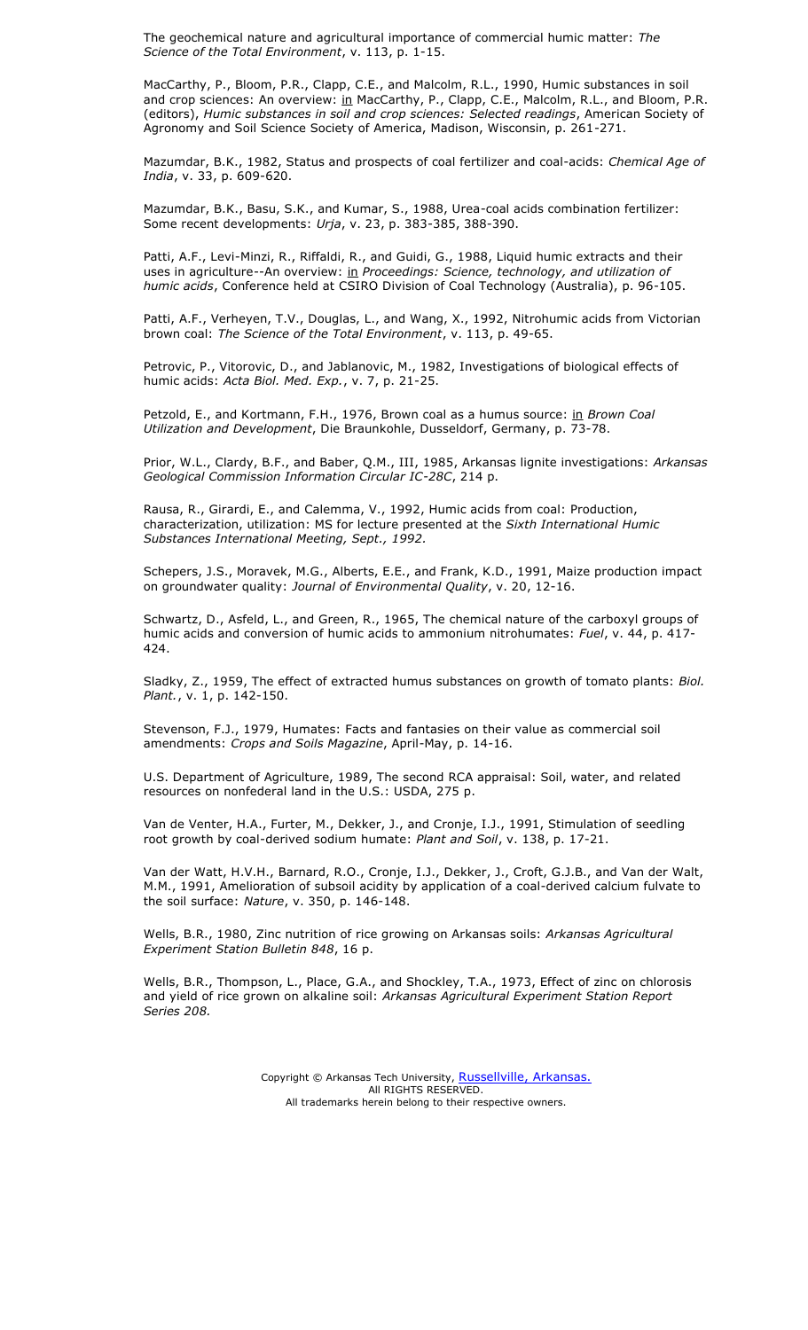The geochemical nature and agricultural importance of commercial humic matter: *The Science of the Total Environment*, v. 113, p. 1-15.

MacCarthy, P., Bloom, P.R., Clapp, C.E., and Malcolm, R.L., 1990, Humic substances in soil and crop sciences: An overview: in MacCarthy, P., Clapp, C.E., Malcolm, R.L., and Bloom, P.R. (editors), *Humic substances in soil and crop sciences: Selected readings*, American Society of Agronomy and Soil Science Society of America, Madison, Wisconsin, p. 261-271.

Mazumdar, B.K., 1982, Status and prospects of coal fertilizer and coal-acids: *Chemical Age of India*, v. 33, p. 609-620.

Mazumdar, B.K., Basu, S.K., and Kumar, S., 1988, Urea-coal acids combination fertilizer: Some recent developments: *Urja*, v. 23, p. 383-385, 388-390.

Patti, A.F., Levi-Minzi, R., Riffaldi, R., and Guidi, G., 1988, Liquid humic extracts and their uses in agriculture--An overview: in *Proceedings: Science, technology, and utilization of humic acids*, Conference held at CSIRO Division of Coal Technology (Australia), p. 96-105.

Patti, A.F., Verheyen, T.V., Douglas, L., and Wang, X., 1992, Nitrohumic acids from Victorian brown coal: *The Science of the Total Environment*, v. 113, p. 49-65.

Petrovic, P., Vitorovic, D., and Jablanovic, M., 1982, Investigations of biological effects of humic acids: *Acta Biol. Med. Exp.*, v. 7, p. 21-25.

Petzold, E., and Kortmann, F.H., 1976, Brown coal as a humus source: in *Brown Coal Utilization and Development*, Die Braunkohle, Dusseldorf, Germany, p. 73-78.

Prior, W.L., Clardy, B.F., and Baber, Q.M., III, 1985, Arkansas lignite investigations: *Arkansas Geological Commission Information Circular IC-28C*, 214 p.

Rausa, R., Girardi, E., and Calemma, V., 1992, Humic acids from coal: Production, characterization, utilization: MS for lecture presented at the *Sixth International Humic Substances International Meeting, Sept., 1992.*

Schepers, J.S., Moravek, M.G., Alberts, E.E., and Frank, K.D., 1991, Maize production impact on groundwater quality: *Journal of Environmental Quality*, v. 20, 12-16.

Schwartz, D., Asfeld, L., and Green, R., 1965, The chemical nature of the carboxyl groups of humic acids and conversion of humic acids to ammonium nitrohumates: *Fuel*, v. 44, p. 417-424.

Sladky, Z., 1959, The effect of extracted humus substances on growth of tomato plants: *Biol. Plant.*, v. 1, p. 142-150.

Stevenson, F.J., 1979, Humates: Facts and fantasies on their value as commercial soil amendments: *Crops and Soils Magazine*, April-May, p. 14-16.

U.S. Department of Agriculture, 1989, The second RCA appraisal: Soil, water, and related resources on nonfederal land in the U.S.: USDA, 275 p.

Van de Venter, H.A., Furter, M., Dekker, J., and Cronje, I.J., 1991, Stimulation of seedling root growth by coal-derived sodium humate: *Plant and Soil*, v. 138, p. 17-21.

Van der Watt, H.V.H., Barnard, R.O., Cronje, I.J., Dekker, J., Croft, G.J.B., and Van der Walt, M.M., 1991, Amelioration of subsoil acidity by application of a coal-derived calcium fulvate to the soil surface: *Nature*, v. 350, p. 146-148.

Wells, B.R., 1980, Zinc nutrition of rice growing on Arkansas soils: *Arkansas Agricultural Experiment Station Bulletin 848*, 16 p.

Wells, B.R., Thompson, L., Place, G.A., and Shockley, T.A., 1973, Effect of zinc on chlorosis and yield of rice grown on alkaline soil: *Arkansas Agricultural Experiment Station Report Series 208.*

Copyright © Arkansas Tech University, Russellville, Arkansas.
All RIGHTS RESERVED.
All trademarks herein belong to their respective owners.